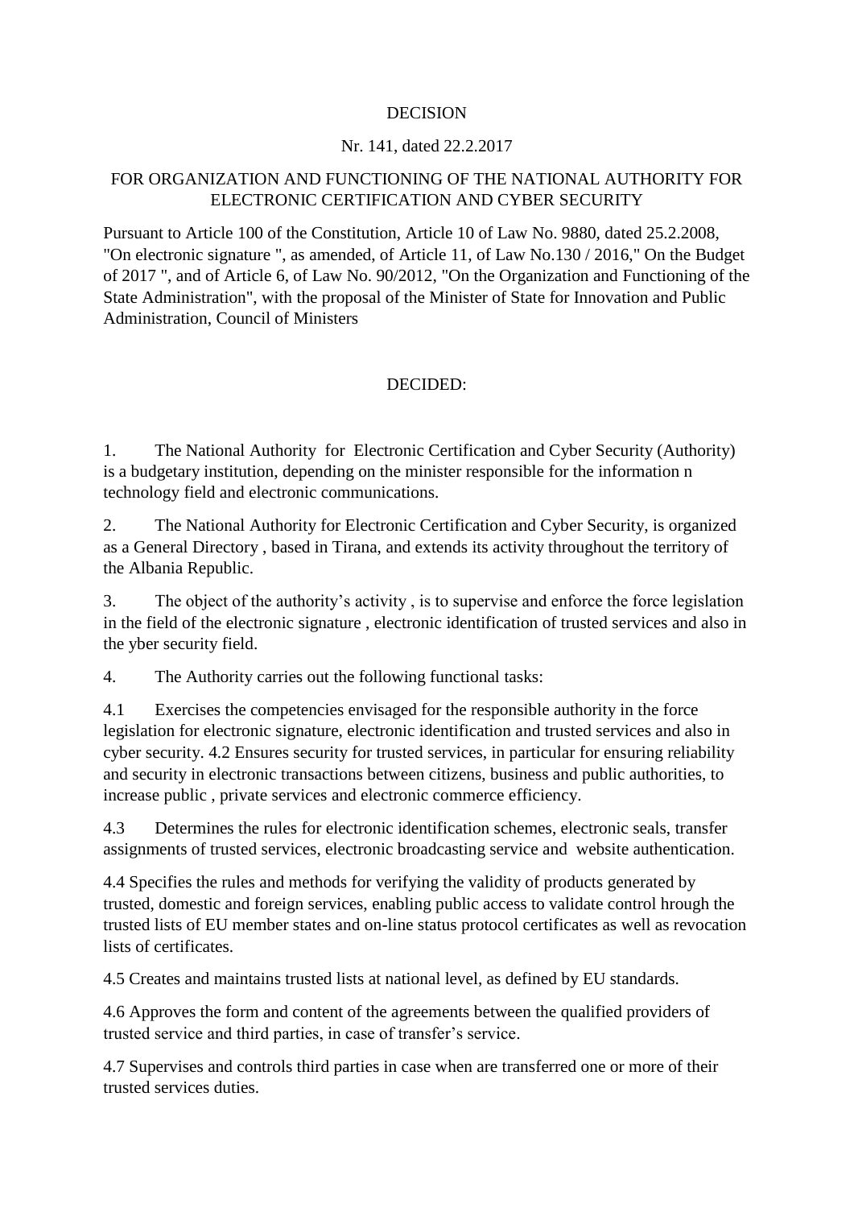DECISION

Nr. 141, dated 22.2.2017

FOR ORGANIZATION AND FUNCTIONING OF THE NATIONAL AUTHORITY FOR ELECTRONIC CERTIFICATION AND CYBER SECURITY

Pursuant to Article 100 of the Constitution, Article 10 of Law No. 9880, dated 25.2.2008, "On electronic signature ", as amended, of Article 11, of Law No.130 / 2016," On the Budget of 2017 ", and of Article 6, of Law No. 90/2012, "On the Organization and Functioning of the State Administration", with the proposal of the Minister of State for Innovation and Public Administration, Council of Ministers

DECIDED:

1. The National Authority for Electronic Certification and Cyber Security (Authority) is a budgetary institution, depending on the minister responsible for the information n technology field and electronic communications.

2. The National Authority for Electronic Certification and Cyber Security, is organized as a General Directory , based in Tirana, and extends its activity throughout the territory of the Albania Republic.

3. The object of the authority's activity , is to supervise and enforce the force legislation in the field of the electronic signature , electronic identification of trusted services and also in the yber security field.

4. The Authority carries out the following functional tasks:

4.1 Exercises the competencies envisaged for the responsible authority in the force legislation for electronic signature, electronic identification and trusted services and also in cyber security. 4.2 Ensures security for trusted services, in particular for ensuring reliability and security in electronic transactions between citizens, business and public authorities, to increase public , private services and electronic commerce efficiency.

4.3 Determines the rules for electronic identification schemes, electronic seals, transfer assignments of trusted services, electronic broadcasting service and website authentication.

4.4 Specifies the rules and methods for verifying the validity of products generated by trusted, domestic and foreign services, enabling public access to validate control hrough the trusted lists of EU member states and on-line status protocol certificates as well as revocation lists of certificates.

4.5 Creates and maintains trusted lists at national level, as defined by EU standards.

4.6 Approves the form and content of the agreements between the qualified providers of trusted service and third parties, in case of transfer's service.

4.7 Supervises and controls third parties in case when are transferred one or more of their trusted services duties.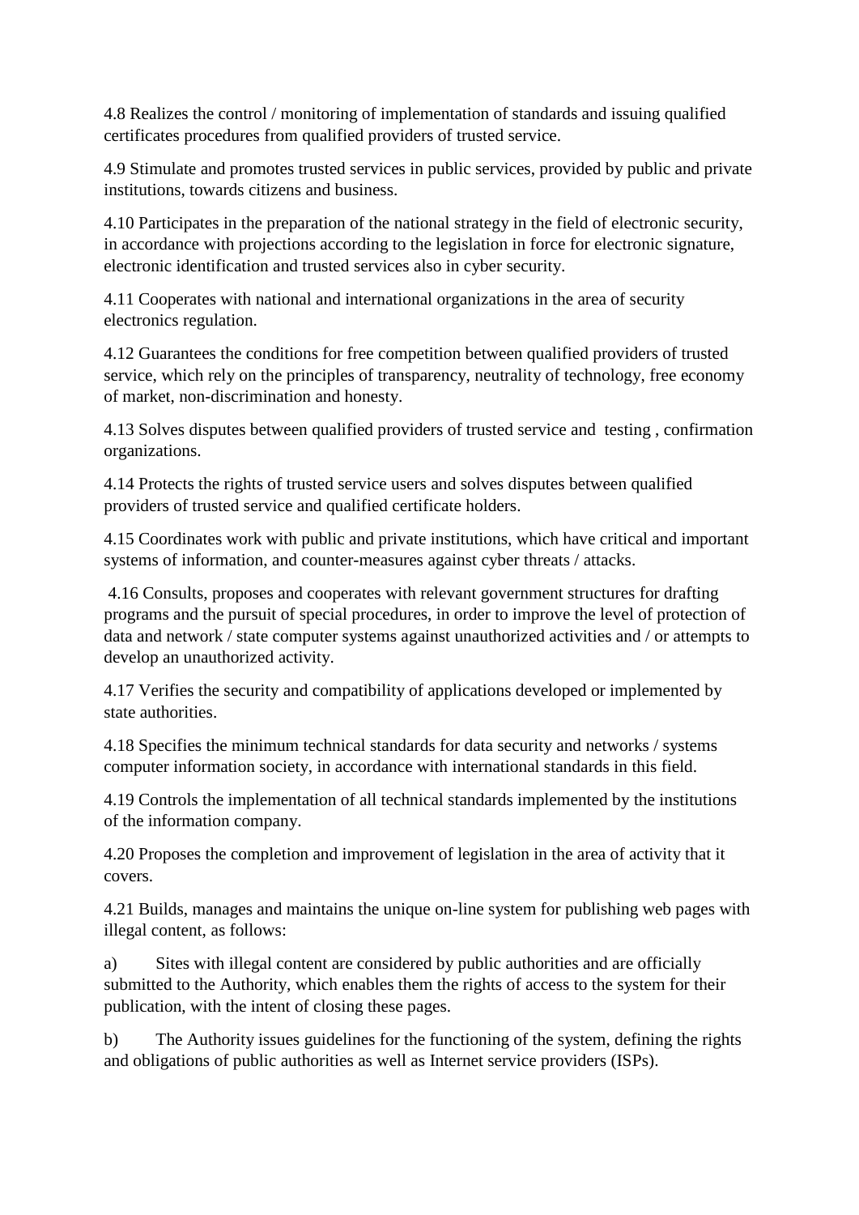4.8 Realizes the control / monitoring of implementation of standards and issuing qualified certificates procedures from qualified providers of trusted service.

4.9 Stimulate and promotes trusted services in public services, provided by public and private institutions, towards citizens and business.

4.10 Participates in the preparation of the national strategy in the field of electronic security, in accordance with projections according to the legislation in force for electronic signature, electronic identification and trusted services also in cyber security.

4.11 Cooperates with national and international organizations in the area of security electronics regulation.

4.12 Guarantees the conditions for free competition between qualified providers of trusted service, which rely on the principles of transparency, neutrality of technology, free economy of market, non-discrimination and honesty.

4.13 Solves disputes between qualified providers of trusted service and testing , confirmation organizations.

4.14 Protects the rights of trusted service users and solves disputes between qualified providers of trusted service and qualified certificate holders.

4.15 Coordinates work with public and private institutions, which have critical and important systems of information, and counter-measures against cyber threats / attacks.

4.16 Consults, proposes and cooperates with relevant government structures for drafting programs and the pursuit of special procedures, in order to improve the level of protection of data and network / state computer systems against unauthorized activities and / or attempts to develop an unauthorized activity.

4.17 Verifies the security and compatibility of applications developed or implemented by state authorities.

4.18 Specifies the minimum technical standards for data security and networks / systems computer information society, in accordance with international standards in this field.

4.19 Controls the implementation of all technical standards implemented by the institutions of the information company.

4.20 Proposes the completion and improvement of legislation in the area of activity that it covers.

4.21 Builds, manages and maintains the unique on-line system for publishing web pages with illegal content, as follows:

a) Sites with illegal content are considered by public authorities and are officially submitted to the Authority, which enables them the rights of access to the system for their publication, with the intent of closing these pages.

b) The Authority issues guidelines for the functioning of the system, defining the rights and obligations of public authorities as well as Internet service providers (ISPs).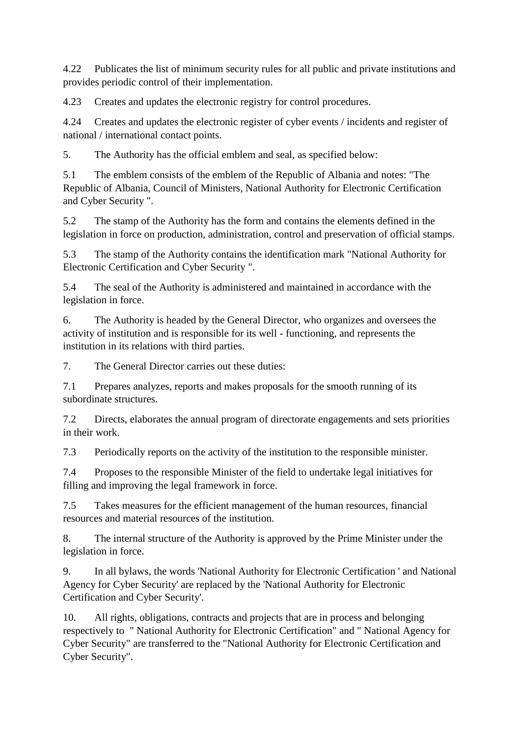4.22 Publicates the list of minimum security rules for all public and private institutions and provides periodic control of their implementation.

4.23 Creates and updates the electronic registry for control procedures.

4.24 Creates and updates the electronic register of cyber events / incidents and register of national / international contact points.

5. The Authority has the official emblem and seal, as specified below:

5.1 The emblem consists of the emblem of the Republic of Albania and notes: "The Republic of Albania, Council of Ministers, National Authority for Electronic Certification and Cyber Security ".

5.2 The stamp of the Authority has the form and contains the elements defined in the legislation in force on production, administration, control and preservation of official stamps.

5.3 The stamp of the Authority contains the identification mark "National Authority for Electronic Certification and Cyber Security ".

5.4 The seal of the Authority is administered and maintained in accordance with the legislation in force.

6. The Authority is headed by the General Director, who organizes and oversees the activity of institution and is responsible for its well - functioning, and represents the institution in its relations with third parties.

7. The General Director carries out these duties:

7.1 Prepares analyzes, reports and makes proposals for the smooth running of its subordinate structures.

7.2 Directs, elaborates the annual program of directorate engagements and sets priorities in their work.

7.3 Periodically reports on the activity of the institution to the responsible minister.

7.4 Proposes to the responsible Minister of the field to undertake legal initiatives for filling and improving the legal framework in force.

7.5 Takes measures for the efficient management of the human resources, financial resources and material resources of the institution.

8. The internal structure of the Authority is approved by the Prime Minister under the legislation in force.

9. In all bylaws, the words 'National Authority for Electronic Certification ' and National Agency for Cyber Security' are replaced by the 'National Authority for Electronic Certification and Cyber Security'.

10. All rights, obligations, contracts and projects that are in process and belonging respectively to " National Authority for Electronic Certification" and " National Agency for Cyber Security" are transferred to the "National Authority for Electronic Certification and Cyber Security".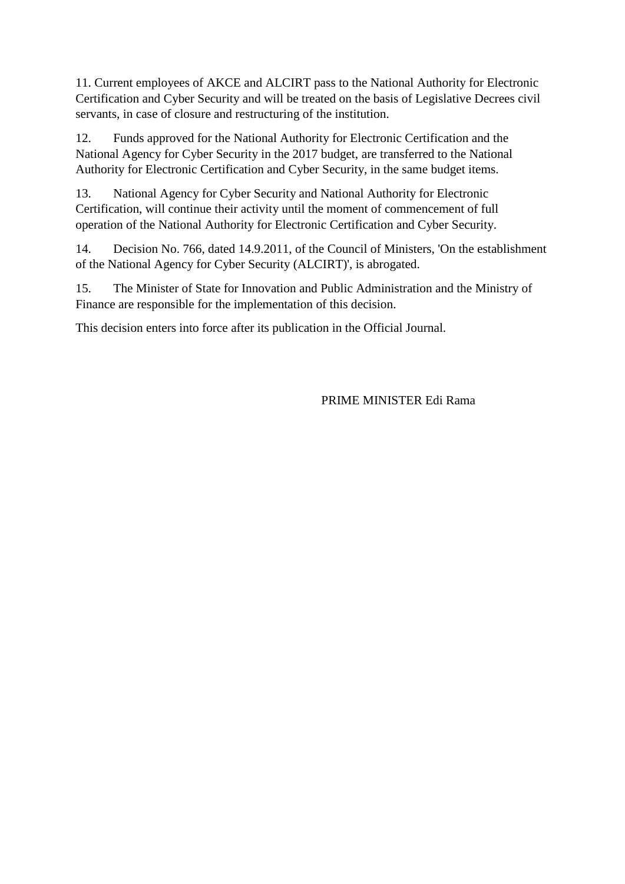11. Current employees of AKCE and ALCIRT pass to the National Authority for Electronic Certification and Cyber Security and will be treated on the basis of Legislative Decrees civil servants, in case of closure and restructuring of the institution.

12. Funds approved for the National Authority for Electronic Certification and the National Agency for Cyber Security in the 2017 budget, are transferred to the National Authority for Electronic Certification and Cyber Security, in the same budget items.

13. National Agency for Cyber Security and National Authority for Electronic Certification, will continue their activity until the moment of commencement of full operation of the National Authority for Electronic Certification and Cyber Security.

14. Decision No. 766, dated 14.9.2011, of the Council of Ministers, 'On the establishment of the National Agency for Cyber Security (ALCIRT)', is abrogated.

15. The Minister of State for Innovation and Public Administration and the Ministry of Finance are responsible for the implementation of this decision.

This decision enters into force after its publication in the Official Journal.

PRIME MINISTER Edi Rama